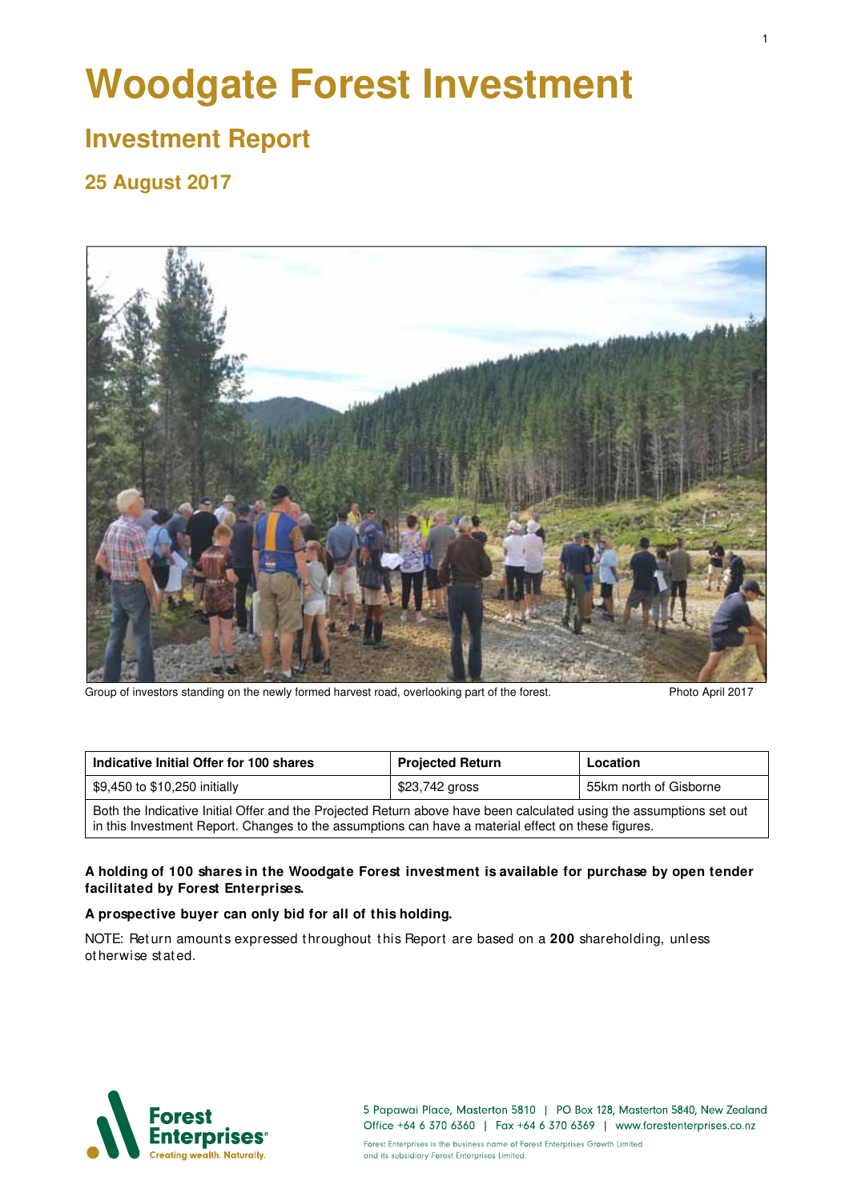# Woodgate Forest Investment

## Investment Report

### 25 August 2017

Group of investors standing on the newly formed harvest road, overlooking part of the forest. Photo April 2017

| Indicative Initial Offer for 100 shares | Projected Return | Location |
|---|---|---|
| $9,450 to $10,250 initially | $23,742 gross | 55km north of Gisborne |
| Both the Indicative Initial Offer and the Projected Return above have been calculated using the assumptions set out in this Investment Report. Changes to the assumptions can have a material effect on these figures. | | |

**A holding of 100 shares in the Woodgate Forest investment is available for purchase by open tender facilitated by Forest Enterprises.**

**A prospective buyer can only bid for all of this holding.**

NOTE: Return amounts expressed throughout this Report are based on a **200** shareholding, unless otherwise stated.

Forest Enterprises
Creating wealth. Naturally.

5 Papawai Place, Masterton 5810 | PO Box 128, Masterton 5840, New Zealand
Office +64 6 370 6360 | Fax +64 6 370 6369 | www.forestenterprises.co.nz

Forest Enterprises is the business name of Forest Enterprises Growth Limited and its subsidiary Forest Enterprises Limited.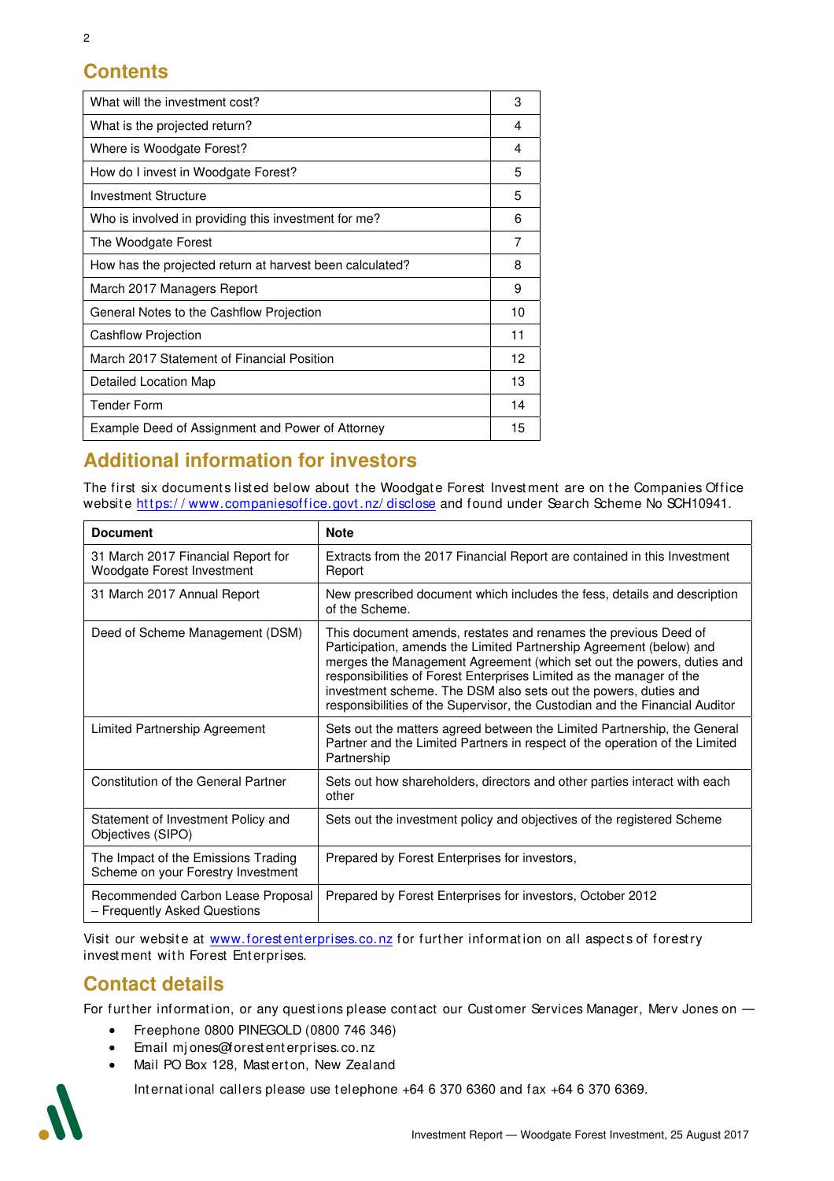## Contents

| | |
|---|---|
| What will the investment cost? | 3 |
| What is the projected return? | 4 |
| Where is Woodgate Forest? | 4 |
| How do I invest in Woodgate Forest? | 5 |
| Investment Structure | 5 |
| Who is involved in providing this investment for me? | 6 |
| The Woodgate Forest | 7 |
| How has the projected return at harvest been calculated? | 8 |
| March 2017 Managers Report | 9 |
| General Notes to the Cashflow Projection | 10 |
| Cashflow Projection | 11 |
| March 2017 Statement of Financial Position | 12 |
| Detailed Location Map | 13 |
| Tender Form | 14 |
| Example Deed of Assignment and Power of Attorney | 15 |

## Additional information for investors

The first six documents listed below about the Woodgate Forest Investment are on the Companies Office website https://www.companiesoffice.govt.nz/disclose and found under Search Scheme No SCH10941.

| Document | Note |
|---|---|
| 31 March 2017 Financial Report for Woodgate Forest Investment | Extracts from the 2017 Financial Report are contained in this Investment Report |
| 31 March 2017 Annual Report | New prescribed document which includes the fess, details and description of the Scheme. |
| Deed of Scheme Management (DSM) | This document amends, restates and renames the previous Deed of Participation, amends the Limited Partnership Agreement (below) and merges the Management Agreement (which set out the powers, duties and responsibilities of Forest Enterprises Limited as the manager of the investment scheme. The DSM also sets out the powers, duties and responsibilities of the Supervisor, the Custodian and the Financial Auditor |
| Limited Partnership Agreement | Sets out the matters agreed between the Limited Partnership, the General Partner and the Limited Partners in respect of the operation of the Limited Partnership |
| Constitution of the General Partner | Sets out how shareholders, directors and other parties interact with each other |
| Statement of Investment Policy and Objectives (SIPO) | Sets out the investment policy and objectives of the registered Scheme |
| The Impact of the Emissions Trading Scheme on your Forestry Investment | Prepared by Forest Enterprises for investors, |
| Recommended Carbon Lease Proposal – Frequently Asked Questions | Prepared by Forest Enterprises for investors, October 2012 |

Visit our website at www.forestenterprises.co.nz for further information on all aspects of forestry investment with Forest Enterprises.

## Contact details

For further information, or any questions please contact our Customer Services Manager, Merv Jones on —

- Freephone 0800 PINEGOLD (0800 746 346)
- Email mjones@forestenterprises.co.nz
- Mail PO Box 128, Masterton, New Zealand

International callers please use telephone +64 6 370 6360 and fax +64 6 370 6369.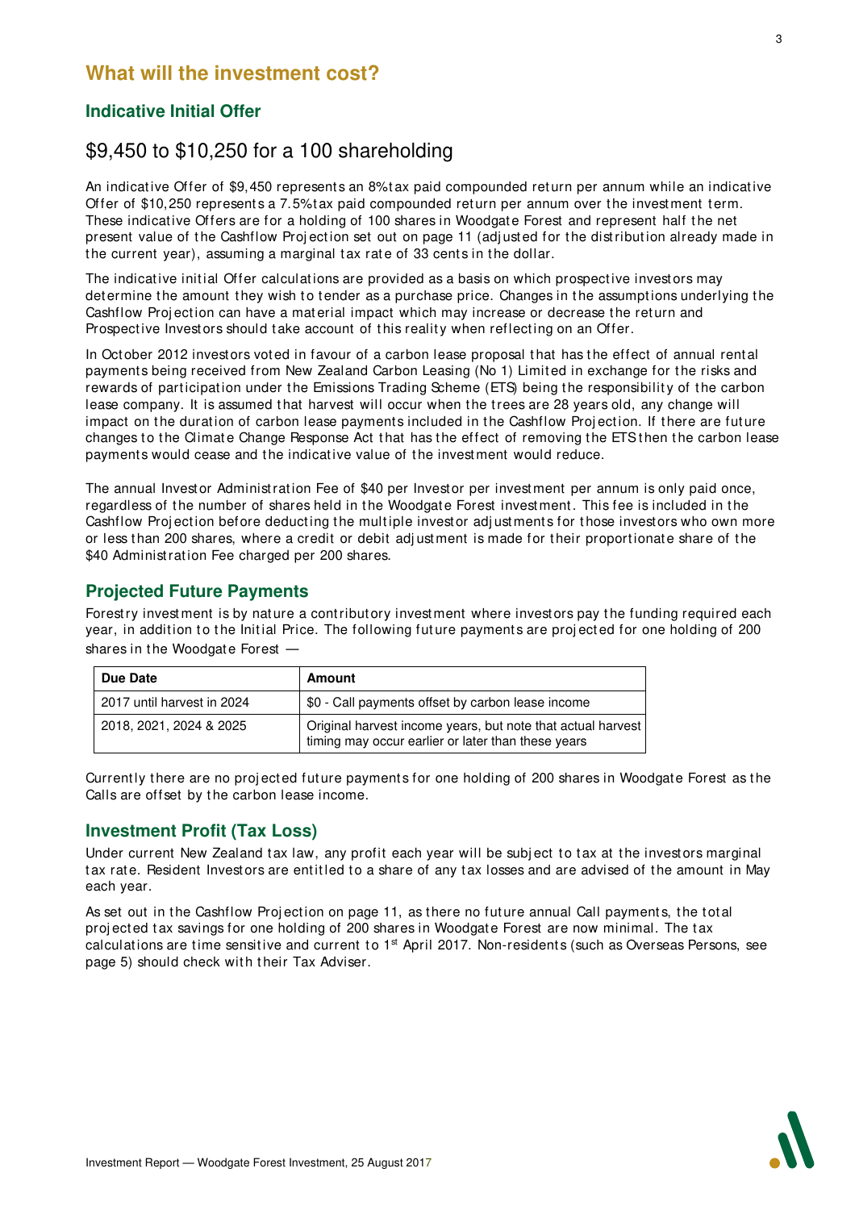## What will the investment cost?

### Indicative Initial Offer

#### $9,450 to $10,250 for a 100 shareholding

An indicative Offer of $9,450 represents an 8% tax paid compounded return per annum while an indicative Offer of $10,250 represents a 7.5% tax paid compounded return per annum over the investment term. These indicative Offers are for a holding of 100 shares in Woodgate Forest and represent half the net present value of the Cashflow Projection set out on page 11 (adjusted for the distribution already made in the current year), assuming a marginal tax rate of 33 cents in the dollar.

The indicative initial Offer calculations are provided as a basis on which prospective investors may determine the amount they wish to tender as a purchase price. Changes in the assumptions underlying the Cashflow Projection can have a material impact which may increase or decrease the return and Prospective Investors should take account of this reality when reflecting on an Offer.

In October 2012 investors voted in favour of a carbon lease proposal that has the effect of annual rental payments being received from New Zealand Carbon Leasing (No 1) Limited in exchange for the risks and rewards of participation under the Emissions Trading Scheme (ETS) being the responsibility of the carbon lease company. It is assumed that harvest will occur when the trees are 28 years old, any change will impact on the duration of carbon lease payments included in the Cashflow Projection. If there are future changes to the Climate Change Response Act that has the effect of removing the ETS then the carbon lease payments would cease and the indicative value of the investment would reduce.

The annual Investor Administration Fee of $40 per Investor per investment per annum is only paid once, regardless of the number of shares held in the Woodgate Forest investment. This fee is included in the Cashflow Projection before deducting the multiple investor adjustments for those investors who own more or less than 200 shares, where a credit or debit adjustment is made for their proportionate share of the $40 Administration Fee charged per 200 shares.

### Projected Future Payments

Forestry investment is by nature a contributory investment where investors pay the funding required each year, in addition to the Initial Price. The following future payments are projected for one holding of 200 shares in the Woodgate Forest —

| Due Date | Amount |
|---|---|
| 2017 until harvest in 2024 | $0 - Call payments offset by carbon lease income |
| 2018, 2021, 2024 & 2025 | Original harvest income years, but note that actual harvest timing may occur earlier or later than these years |

Currently there are no projected future payments for one holding of 200 shares in Woodgate Forest as the Calls are offset by the carbon lease income.

### Investment Profit (Tax Loss)

Under current New Zealand tax law, any profit each year will be subject to tax at the investors marginal tax rate. Resident Investors are entitled to a share of any tax losses and are advised of the amount in May each year.

As set out in the Cashflow Projection on page 11, as there no future annual Call payments, the total projected tax savings for one holding of 200 shares in Woodgate Forest are now minimal. The tax calculations are time sensitive and current to 1st April 2017. Non-residents (such as Overseas Persons, see page 5) should check with their Tax Adviser.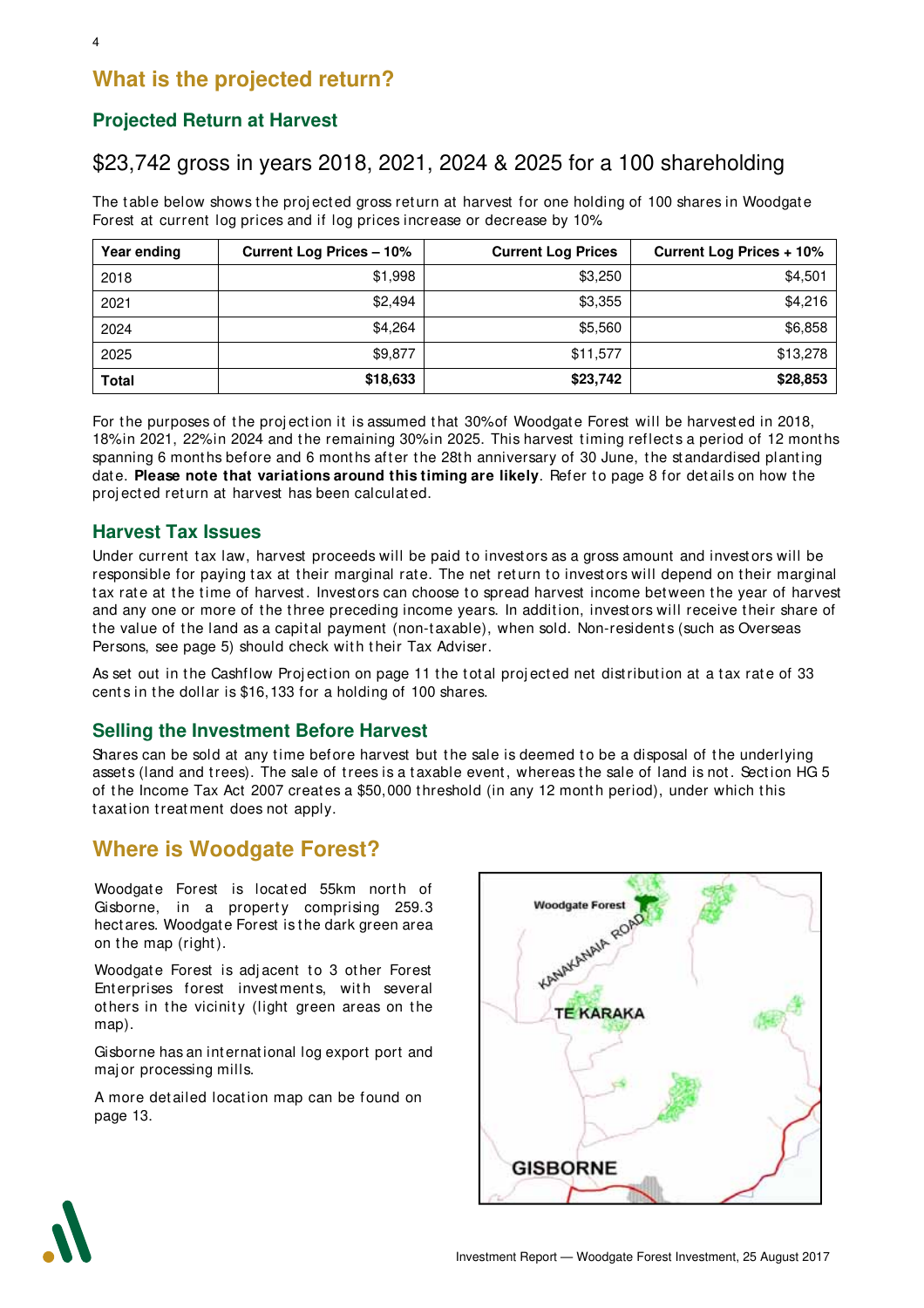# What is the projected return?

## Projected Return at Harvest

### $23,742 gross in years 2018, 2021, 2024 & 2025 for a 100 shareholding

The table below shows the projected gross return at harvest for one holding of 100 shares in Woodgate Forest at current log prices and if log prices increase or decrease by 10%

| Year ending | Current Log Prices – 10% | Current Log Prices | Current Log Prices + 10% |
|---|---:|---:|---:|
| 2018 | $1,998 | $3,250 | $4,501 |
| 2021 | $2,494 | $3,355 | $4,216 |
| 2024 | $4,264 | $5,560 | $6,858 |
| 2025 | $9,877 | $11,577 | $13,278 |
| **Total** | **$18,633** | **$23,742** | **$28,853** |

For the purposes of the projection it is assumed that 30% of Woodgate Forest will be harvested in 2018, 18% in 2021, 22% in 2024 and the remaining 30% in 2025. This harvest timing reflects a period of 12 months spanning 6 months before and 6 months after the 28th anniversary of 30 June, the standardised planting date. **Please note that variations around this timing are likely**. Refer to page 8 for details on how the projected return at harvest has been calculated.

## Harvest Tax Issues

Under current tax law, harvest proceeds will be paid to investors as a gross amount and investors will be responsible for paying tax at their marginal rate. The net return to investors will depend on their marginal tax rate at the time of harvest. Investors can choose to spread harvest income between the year of harvest and any one or more of the three preceding income years. In addition, investors will receive their share of the value of the land as a capital payment (non-taxable), when sold. Non-residents (such as Overseas Persons, see page 5) should check with their Tax Adviser.

As set out in the Cashflow Projection on page 11 the total projected net distribution at a tax rate of 33 cents in the dollar is $16,133 for a holding of 100 shares.

## Selling the Investment Before Harvest

Shares can be sold at any time before harvest but the sale is deemed to be a disposal of the underlying assets (land and trees). The sale of trees is a taxable event, whereas the sale of land is not. Section HG 5 of the Income Tax Act 2007 creates a $50,000 threshold (in any 12 month period), under which this taxation treatment does not apply.

# Where is Woodgate Forest?

Woodgate Forest is located 55km north of Gisborne, in a property comprising 259.3 hectares. Woodgate Forest is the dark green area on the map (right).

Woodgate Forest is adjacent to 3 other Forest Enterprises forest investments, with several others in the vicinity (light green areas on the map).

Gisborne has an international log export port and major processing mills.

A more detailed location map can be found on page 13.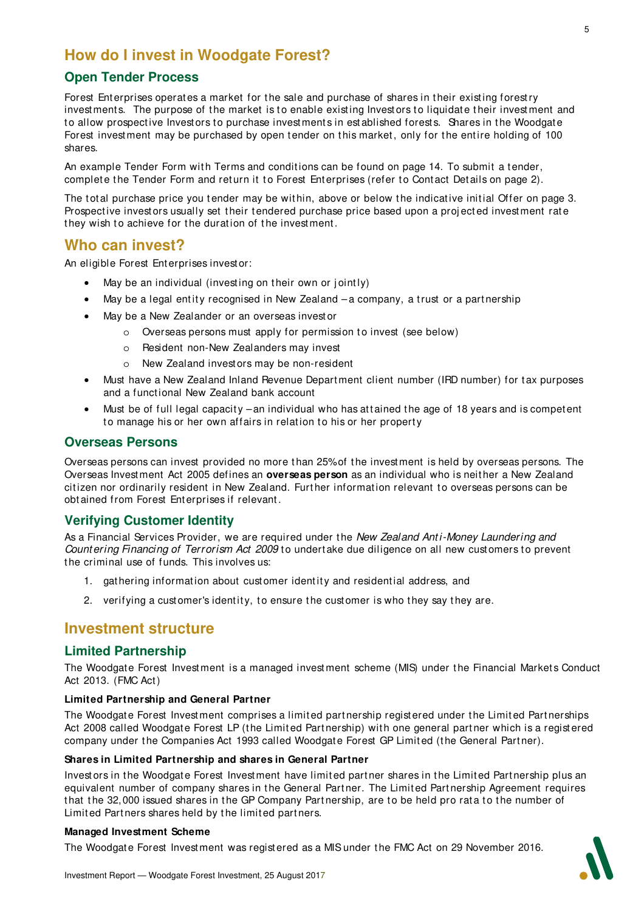## How do I invest in Woodgate Forest?

### Open Tender Process

Forest Enterprises operates a market for the sale and purchase of shares in their existing forestry investments. The purpose of the market is to enable existing Investors to liquidate their investment and to allow prospective Investors to purchase investments in established forests. Shares in the Woodgate Forest investment may be purchased by open tender on this market, only for the entire holding of 100 shares.

An example Tender Form with Terms and conditions can be found on page 14. To submit a tender, complete the Tender Form and return it to Forest Enterprises (refer to Contact Details on page 2).

The total purchase price you tender may be within, above or below the indicative initial Offer on page 3. Prospective investors usually set their tendered purchase price based upon a projected investment rate they wish to achieve for the duration of the investment.

## Who can invest?

An eligible Forest Enterprises investor:

- May be an individual (investing on their own or jointly)
- May be a legal entity recognised in New Zealand – a company, a trust or a partnership
- May be a New Zealander or an overseas investor
  - Overseas persons must apply for permission to invest (see below)
  - Resident non-New Zealanders may invest
  - New Zealand investors may be non-resident
- Must have a New Zealand Inland Revenue Department client number (IRD number) for tax purposes and a functional New Zealand bank account
- Must be of full legal capacity – an individual who has attained the age of 18 years and is competent to manage his or her own affairs in relation to his or her property

### Overseas Persons

Overseas persons can invest provided no more than 25% of the investment is held by overseas persons. The Overseas Investment Act 2005 defines an **overseas person** as an individual who is neither a New Zealand citizen nor ordinarily resident in New Zealand. Further information relevant to overseas persons can be obtained from Forest Enterprises if relevant.

### Verifying Customer Identity

As a Financial Services Provider, we are required under the *New Zealand Anti-Money Laundering and Countering Financing of Terrorism Act 2009* to undertake due diligence on all new customers to prevent the criminal use of funds. This involves us:

1. gathering information about customer identity and residential address, and
2. verifying a customer's identity, to ensure the customer is who they say they are.

## Investment structure

### Limited Partnership

The Woodgate Forest Investment is a managed investment scheme (MIS) under the Financial Markets Conduct Act 2013. (FMC Act)

**Limited Partnership and General Partner**

The Woodgate Forest Investment comprises a limited partnership registered under the Limited Partnerships Act 2008 called Woodgate Forest LP (the Limited Partnership) with one general partner which is a registered company under the Companies Act 1993 called Woodgate Forest GP Limited (the General Partner).

**Shares in Limited Partnership and shares in General Partner**

Investors in the Woodgate Forest Investment have limited partner shares in the Limited Partnership plus an equivalent number of company shares in the General Partner. The Limited Partnership Agreement requires that the 32,000 issued shares in the GP Company Partnership, are to be held pro rata to the number of Limited Partners shares held by the limited partners.

**Managed Investment Scheme**

The Woodgate Forest Investment was registered as a MIS under the FMC Act on 29 November 2016.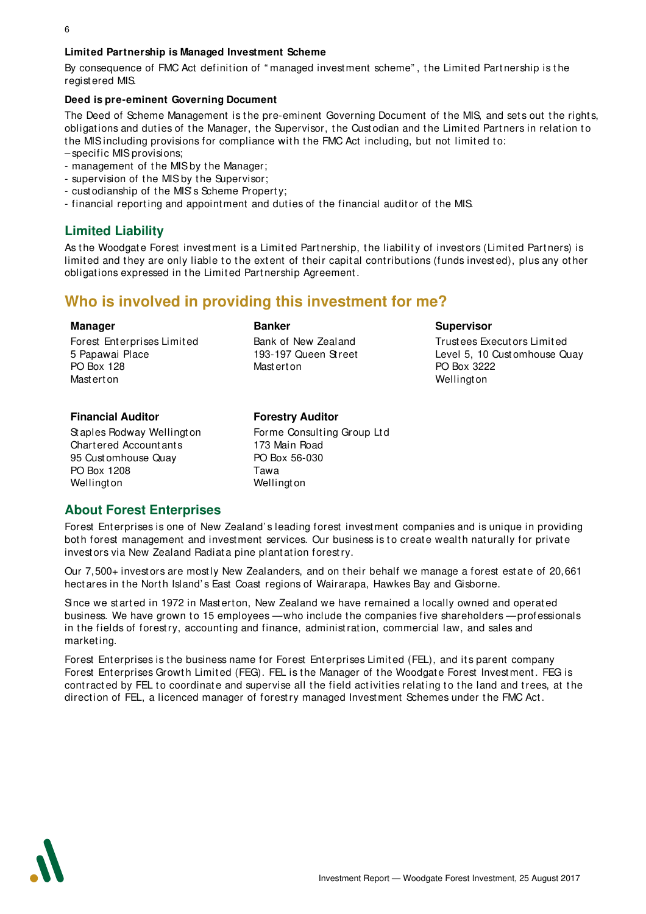**Limited Partnership is Managed Investment Scheme**

By consequence of FMC Act definition of "managed investment scheme", the Limited Partnership is the registered MIS.

**Deed is pre-eminent Governing Document**

The Deed of Scheme Management is the pre-eminent Governing Document of the MIS, and sets out the rights, obligations and duties of the Manager, the Supervisor, the Custodian and the Limited Partners in relation to the MIS including provisions for compliance with the FMC Act including, but not limited to:

– specific MIS provisions;
- management of the MIS by the Manager;
- supervision of the MIS by the Supervisor;
- custodianship of the MIS's Scheme Property;
- financial reporting and appointment and duties of the financial auditor of the MIS.

## Limited Liability

As the Woodgate Forest investment is a Limited Partnership, the liability of investors (Limited Partners) is limited and they are only liable to the extent of their capital contributions (funds invested), plus any other obligations expressed in the Limited Partnership Agreement.

# Who is involved in providing this investment for me?

**Manager**
Forest Enterprises Limited
5 Papawai Place
PO Box 128
Masterton

**Banker**
Bank of New Zealand
193-197 Queen Street
Masterton

**Supervisor**
Trustees Executors Limited
Level 5, 10 Customhouse Quay
PO Box 3222
Wellington

**Financial Auditor**
Staples Rodway Wellington
Chartered Accountants
95 Customhouse Quay
PO Box 1208
Wellington

**Forestry Auditor**
Forme Consulting Group Ltd
173 Main Road
PO Box 56-030
Tawa
Wellington

## About Forest Enterprises

Forest Enterprises is one of New Zealand's leading forest investment companies and is unique in providing both forest management and investment services. Our business is to create wealth naturally for private investors via New Zealand Radiata pine plantation forestry.

Our 7,500+ investors are mostly New Zealanders, and on their behalf we manage a forest estate of 20,661 hectares in the North Island's East Coast regions of Wairarapa, Hawkes Bay and Gisborne.

Since we started in 1972 in Masterton, New Zealand we have remained a locally owned and operated business. We have grown to 15 employees — who include the companies five shareholders — professionals in the fields of forestry, accounting and finance, administration, commercial law, and sales and marketing.

Forest Enterprises is the business name for Forest Enterprises Limited (FEL), and its parent company Forest Enterprises Growth Limited (FEG). FEL is the Manager of the Woodgate Forest Investment. FEG is contracted by FEL to coordinate and supervise all the field activities relating to the land and trees, at the direction of FEL, a licenced manager of forestry managed Investment Schemes under the FMC Act.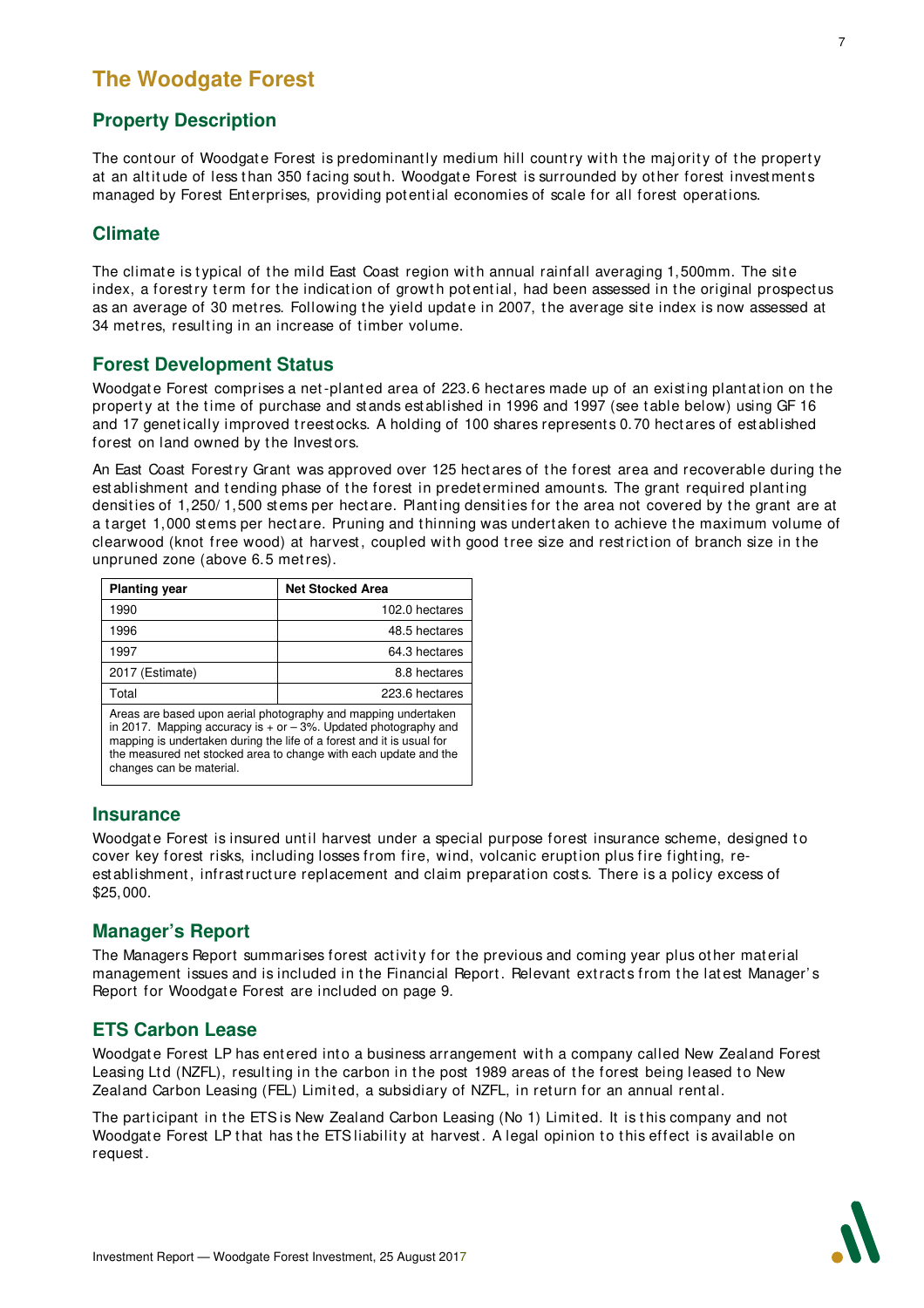# The Woodgate Forest

## Property Description

The contour of Woodgate Forest is predominantly medium hill country with the majority of the property at an altitude of less than 350 facing south. Woodgate Forest is surrounded by other forest investments managed by Forest Enterprises, providing potential economies of scale for all forest operations.

## Climate

The climate is typical of the mild East Coast region with annual rainfall averaging 1,500mm. The site index, a forestry term for the indication of growth potential, had been assessed in the original prospectus as an average of 30 metres. Following the yield update in 2007, the average site index is now assessed at 34 metres, resulting in an increase of timber volume.

## Forest Development Status

Woodgate Forest comprises a net-planted area of 223.6 hectares made up of an existing plantation on the property at the time of purchase and stands established in 1996 and 1997 (see table below) using GF 16 and 17 genetically improved treestocks. A holding of 100 shares represents 0.70 hectares of established forest on land owned by the Investors.

An East Coast Forestry Grant was approved over 125 hectares of the forest area and recoverable during the establishment and tending phase of the forest in predetermined amounts. The grant required planting densities of 1,250/1,500 stems per hectare. Planting densities for the area not covered by the grant are at a target 1,000 stems per hectare. Pruning and thinning was undertaken to achieve the maximum volume of clearwood (knot free wood) at harvest, coupled with good tree size and restriction of branch size in the unpruned zone (above 6.5 metres).

| Planting year | Net Stocked Area |
|---|---|
| 1990 | 102.0 hectares |
| 1996 | 48.5 hectares |
| 1997 | 64.3 hectares |
| 2017 (Estimate) | 8.8 hectares |
| Total | 223.6 hectares |

Areas are based upon aerial photography and mapping undertaken in 2017. Mapping accuracy is + or – 3%. Updated photography and mapping is undertaken during the life of a forest and it is usual for the measured net stocked area to change with each update and the changes can be material.

## Insurance

Woodgate Forest is insured until harvest under a special purpose forest insurance scheme, designed to cover key forest risks, including losses from fire, wind, volcanic eruption plus fire fighting, re-establishment, infrastructure replacement and claim preparation costs. There is a policy excess of $25,000.

## Manager's Report

The Managers Report summarises forest activity for the previous and coming year plus other material management issues and is included in the Financial Report. Relevant extracts from the latest Manager's Report for Woodgate Forest are included on page 9.

## ETS Carbon Lease

Woodgate Forest LP has entered into a business arrangement with a company called New Zealand Forest Leasing Ltd (NZFL), resulting in the carbon in the post 1989 areas of the forest being leased to New Zealand Carbon Leasing (FEL) Limited, a subsidiary of NZFL, in return for an annual rental.

The participant in the ETS is New Zealand Carbon Leasing (No 1) Limited. It is this company and not Woodgate Forest LP that has the ETS liability at harvest. A legal opinion to this effect is available on request.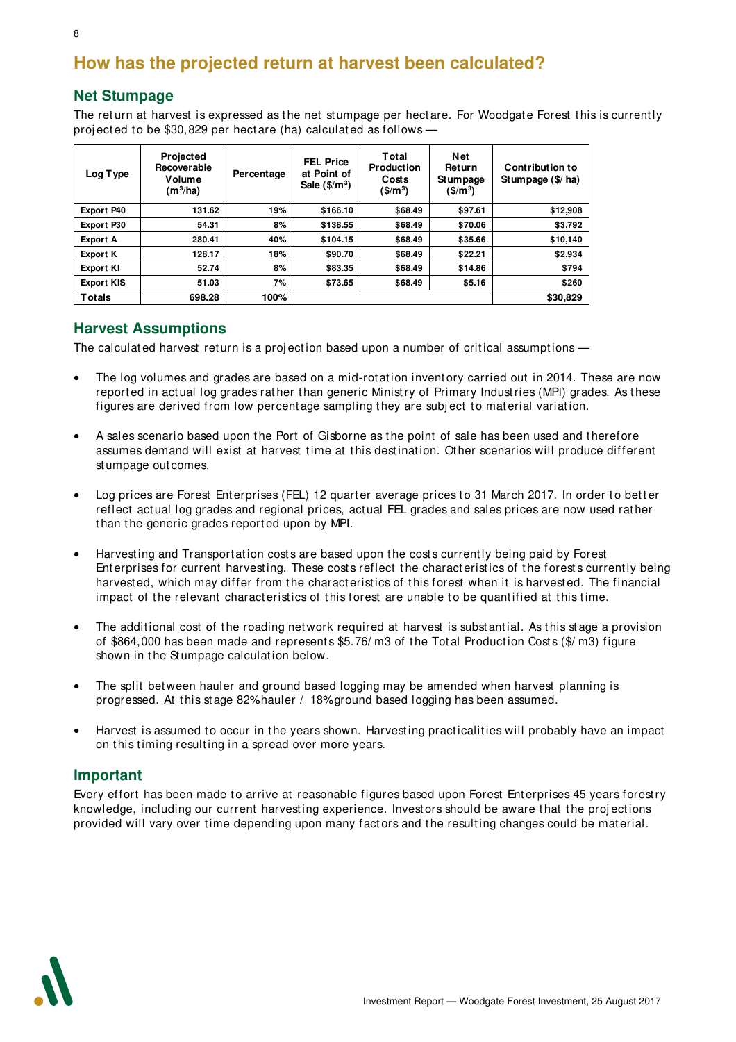# How has the projected return at harvest been calculated?

## Net Stumpage

The return at harvest is expressed as the net stumpage per hectare. For Woodgate Forest this is currently projected to be $30,829 per hectare (ha) calculated as follows —

| Log Type | Projected Recoverable Volume ($m^3$/ha) | Percentage | FEL Price at Point of Sale ($/$m^3$) | Total Production Costs ($/$m^3$) | Net Return Stumpage ($/$m^3$) | Contribution to Stumpage ($/ ha) |
|---|---|---|---|---|---|---|
| Export P40 | 131.62 | 19% | $166.10 | $68.49 | $97.61 | $12,908 |
| Export P30 | 54.31 | 8% | $138.55 | $68.49 | $70.06 | $3,792 |
| Export A | 280.41 | 40% | $104.15 | $68.49 | $35.66 | $10,140 |
| Export K | 128.17 | 18% | $90.70 | $68.49 | $22.21 | $2,934 |
| Export KI | 52.74 | 8% | $83.35 | $68.49 | $14.86 | $794 |
| Export KIS | 51.03 | 7% | $73.65 | $68.49 | $5.16 | $260 |
| **Totals** | **698.28** | **100%** | | | | **$30,829** |

## Harvest Assumptions

The calculated harvest return is a projection based upon a number of critical assumptions —

- The log volumes and grades are based on a mid-rotation inventory carried out in 2014. These are now reported in actual log grades rather than generic Ministry of Primary Industries (MPI) grades. As these figures are derived from low percentage sampling they are subject to material variation.
- A sales scenario based upon the Port of Gisborne as the point of sale has been used and therefore assumes demand will exist at harvest time at this destination. Other scenarios will produce different stumpage outcomes.
- Log prices are Forest Enterprises (FEL) 12 quarter average prices to 31 March 2017. In order to better reflect actual log grades and regional prices, actual FEL grades and sales prices are now used rather than the generic grades reported upon by MPI.
- Harvesting and Transportation costs are based upon the costs currently being paid by Forest Enterprises for current harvesting. These costs reflect the characteristics of the forests currently being harvested, which may differ from the characteristics of this forest when it is harvested. The financial impact of the relevant characteristics of this forest are unable to be quantified at this time.
- The additional cost of the roading network required at harvest is substantial. As this stage a provision of $864,000 has been made and represents $5.76/m3 of the Total Production Costs ($/m3) figure shown in the Stumpage calculation below.
- The split between hauler and ground based logging may be amended when harvest planning is progressed. At this stage 82% hauler / 18% ground based logging has been assumed.
- Harvest is assumed to occur in the years shown. Harvesting practicalities will probably have an impact on this timing resulting in a spread over more years.

## Important

Every effort has been made to arrive at reasonable figures based upon Forest Enterprises 45 years forestry knowledge, including our current harvesting experience. Investors should be aware that the projections provided will vary over time depending upon many factors and the resulting changes could be material.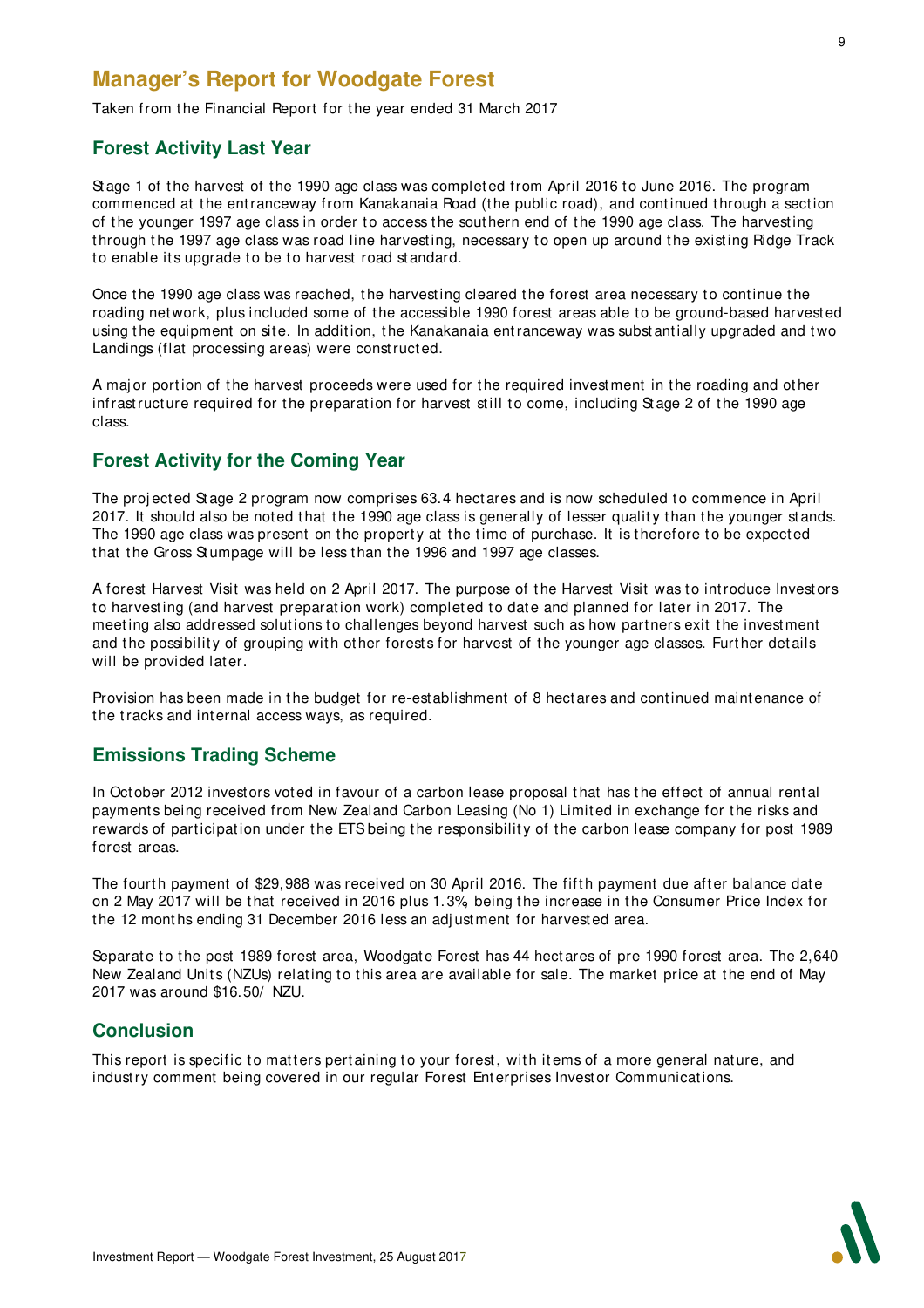# Manager's Report for Woodgate Forest

Taken from the Financial Report for the year ended 31 March 2017

## Forest Activity Last Year

Stage 1 of the harvest of the 1990 age class was completed from April 2016 to June 2016. The program commenced at the entranceway from Kanakanaia Road (the public road), and continued through a section of the younger 1997 age class in order to access the southern end of the 1990 age class. The harvesting through the 1997 age class was road line harvesting, necessary to open up around the existing Ridge Track to enable its upgrade to be to harvest road standard.

Once the 1990 age class was reached, the harvesting cleared the forest area necessary to continue the roading network, plus included some of the accessible 1990 forest areas able to be ground-based harvested using the equipment on site. In addition, the Kanakanaia entranceway was substantially upgraded and two Landings (flat processing areas) were constructed.

A major portion of the harvest proceeds were used for the required investment in the roading and other infrastructure required for the preparation for harvest still to come, including Stage 2 of the 1990 age class.

## Forest Activity for the Coming Year

The projected Stage 2 program now comprises 63.4 hectares and is now scheduled to commence in April 2017. It should also be noted that the 1990 age class is generally of lesser quality than the younger stands. The 1990 age class was present on the property at the time of purchase. It is therefore to be expected that the Gross Stumpage will be less than the 1996 and 1997 age classes.

A forest Harvest Visit was held on 2 April 2017. The purpose of the Harvest Visit was to introduce Investors to harvesting (and harvest preparation work) completed to date and planned for later in 2017. The meeting also addressed solutions to challenges beyond harvest such as how partners exit the investment and the possibility of grouping with other forests for harvest of the younger age classes. Further details will be provided later.

Provision has been made in the budget for re-establishment of 8 hectares and continued maintenance of the tracks and internal access ways, as required.

## Emissions Trading Scheme

In October 2012 investors voted in favour of a carbon lease proposal that has the effect of annual rental payments being received from New Zealand Carbon Leasing (No 1) Limited in exchange for the risks and rewards of participation under the ETS being the responsibility of the carbon lease company for post 1989 forest areas.

The fourth payment of $29,988 was received on 30 April 2016. The fifth payment due after balance date on 2 May 2017 will be that received in 2016 plus 1.3%, being the increase in the Consumer Price Index for the 12 months ending 31 December 2016 less an adjustment for harvested area.

Separate to the post 1989 forest area, Woodgate Forest has 44 hectares of pre 1990 forest area. The 2,640 New Zealand Units (NZUs) relating to this area are available for sale. The market price at the end of May 2017 was around $16.50/ NZU.

## Conclusion

This report is specific to matters pertaining to your forest, with items of a more general nature, and industry comment being covered in our regular Forest Enterprises Investor Communications.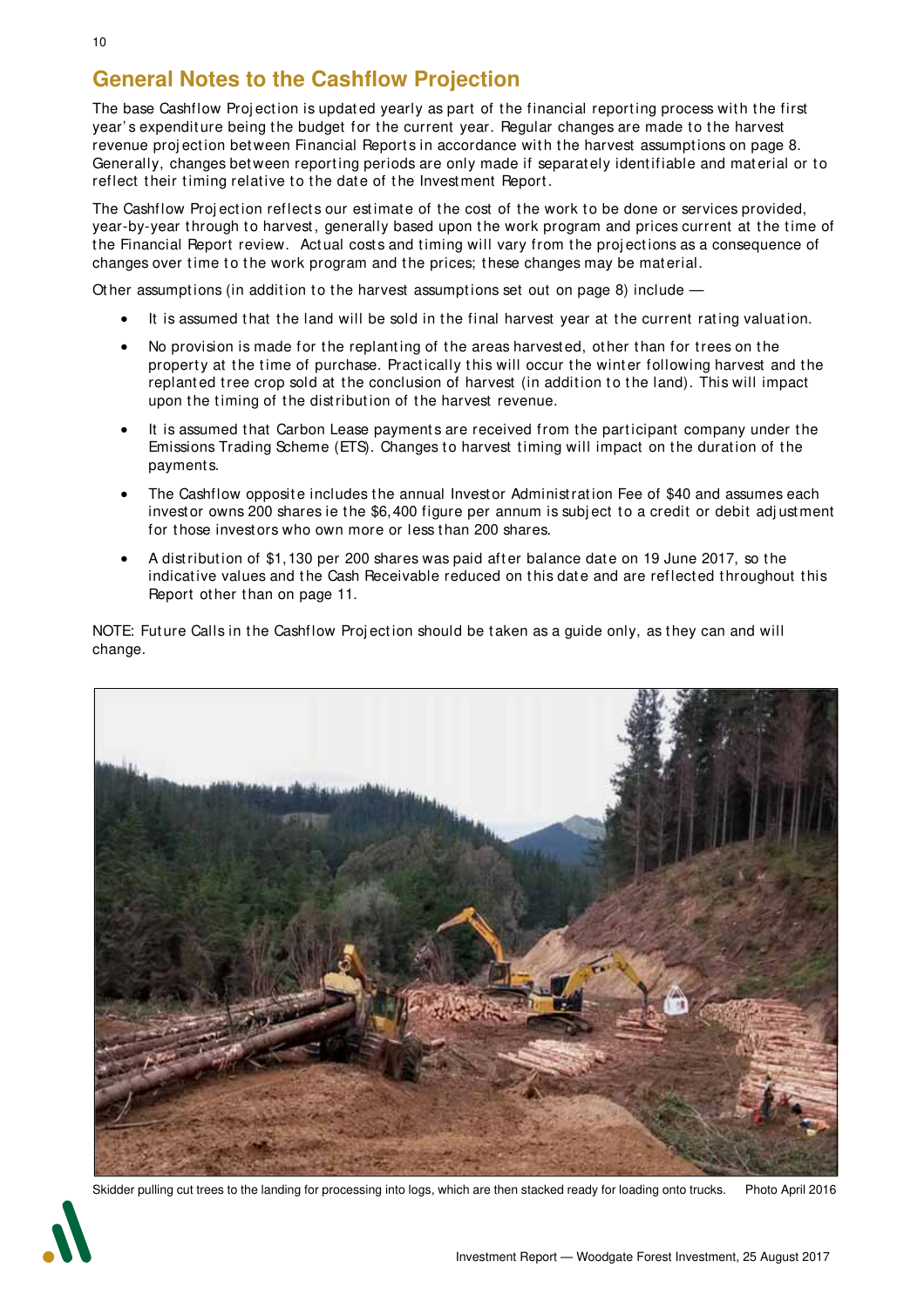## General Notes to the Cashflow Projection

The base Cashflow Projection is updated yearly as part of the financial reporting process with the first year's expenditure being the budget for the current year. Regular changes are made to the harvest revenue projection between Financial Reports in accordance with the harvest assumptions on page 8. Generally, changes between reporting periods are only made if separately identifiable and material or to reflect their timing relative to the date of the Investment Report.

The Cashflow Projection reflects our estimate of the cost of the work to be done or services provided, year-by-year through to harvest, generally based upon the work program and prices current at the time of the Financial Report review. Actual costs and timing will vary from the projections as a consequence of changes over time to the work program and the prices; these changes may be material.

Other assumptions (in addition to the harvest assumptions set out on page 8) include —

- It is assumed that the land will be sold in the final harvest year at the current rating valuation.
- No provision is made for the replanting of the areas harvested, other than for trees on the property at the time of purchase. Practically this will occur the winter following harvest and the replanted tree crop sold at the conclusion of harvest (in addition to the land). This will impact upon the timing of the distribution of the harvest revenue.
- It is assumed that Carbon Lease payments are received from the participant company under the Emissions Trading Scheme (ETS). Changes to harvest timing will impact on the duration of the payments.
- The Cashflow opposite includes the annual Investor Administration Fee of $40 and assumes each investor owns 200 shares ie the $6,400 figure per annum is subject to a credit or debit adjustment for those investors who own more or less than 200 shares.
- A distribution of $1,130 per 200 shares was paid after balance date on 19 June 2017, so the indicative values and the Cash Receivable reduced on this date and are reflected throughout this Report other than on page 11.

NOTE: Future Calls in the Cashflow Projection should be taken as a guide only, as they can and will change.

Skidder pulling cut trees to the landing for processing into logs, which are then stacked ready for loading onto trucks. Photo April 2016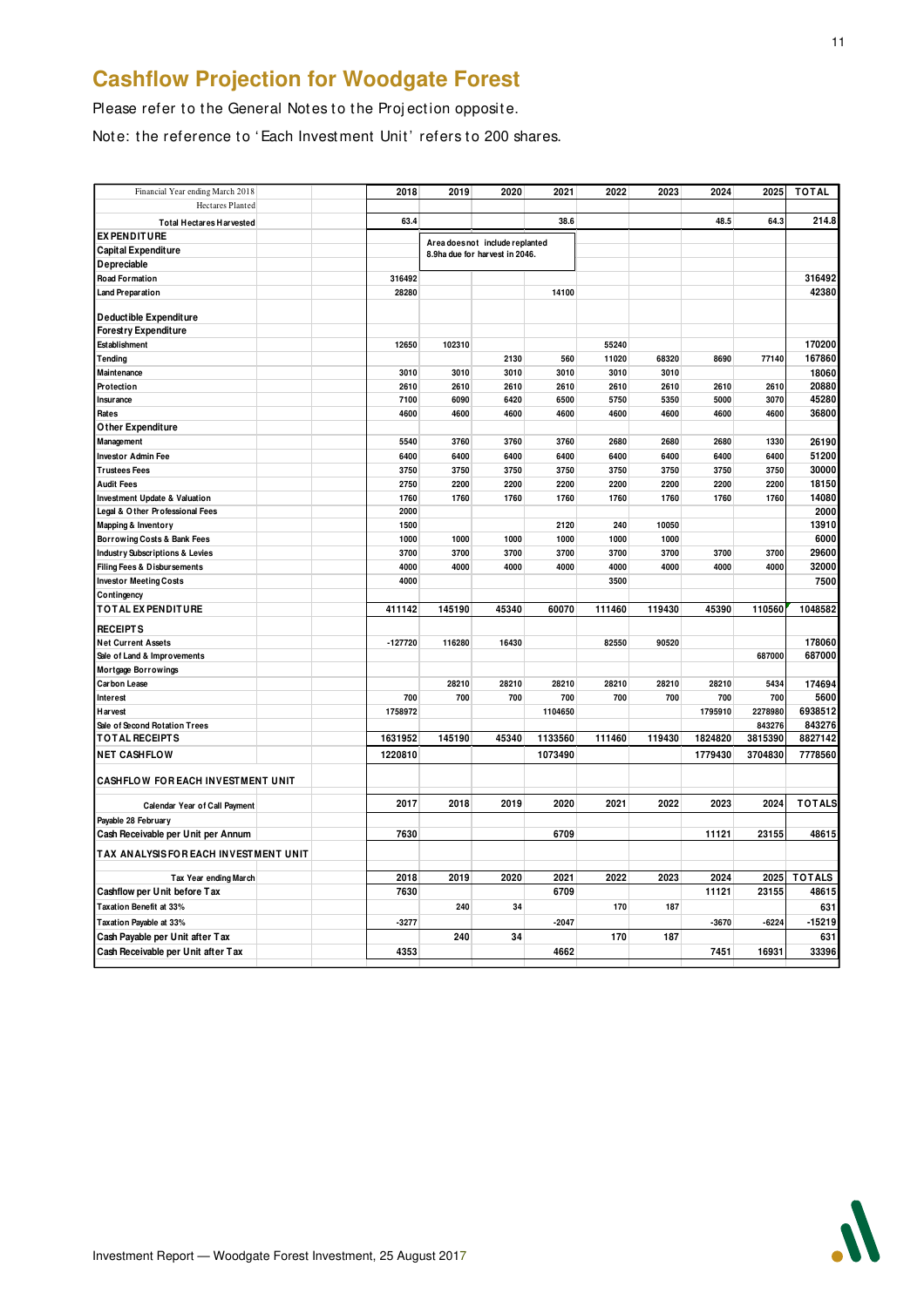# Cashflow Projection for Woodgate Forest

Please refer to the General Notes to the Projection opposite.

Note: the reference to 'Each Investment Unit' refers to 200 shares.

| Financial Year ending March 2018 | 2018 | 2019 | 2020 | 2021 | 2022 | 2023 | 2024 | 2025 | TOTAL |
|---|---|---|---|---|---|---|---|---|---|
| Hectares Planted | | | | | | | | | |
| Total Hectares Harvested | 63.4 | | | 38.6 | | | 48.5 | 64.3 | 214.8 |
| **EXPENDITURE** | | Area does not include replanted 8.9ha due for harvest in 2046. | | | | | | | |
| **Capital Expenditure** | | | | | | | | | |
| **Depreciable** | | | | | | | | | |
| Road Formation | 316492 | | | | | | | | 316492 |
| Land Preparation | 28280 | | | 14100 | | | | | 42380 |
| **Deductible Expenditure** | | | | | | | | | |
| **Forestry Expenditure** | | | | | | | | | |
| Establishment | 12650 | 102310 | | | 55240 | | | | 170200 |
| Tending | | | 2130 | 560 | 11020 | 68320 | 8690 | 77140 | 167860 |
| Maintenance | 3010 | 3010 | 3010 | 3010 | 3010 | 3010 | | | 18060 |
| Protection | 2610 | 2610 | 2610 | 2610 | 2610 | 2610 | 2610 | 2610 | 20880 |
| Insurance | 7100 | 6090 | 6420 | 6500 | 5750 | 5350 | 5000 | 3070 | 45280 |
| Rates | 4600 | 4600 | 4600 | 4600 | 4600 | 4600 | 4600 | 4600 | 36800 |
| **Other Expenditure** | | | | | | | | | |
| Management | 5540 | 3760 | 3760 | 3760 | 2680 | 2680 | 2680 | 1330 | 26190 |
| Investor Admin Fee | 6400 | 6400 | 6400 | 6400 | 6400 | 6400 | 6400 | 6400 | 51200 |
| Trustees Fees | 3750 | 3750 | 3750 | 3750 | 3750 | 3750 | 3750 | 3750 | 30000 |
| Audit Fees | 2750 | 2200 | 2200 | 2200 | 2200 | 2200 | 2200 | 2200 | 18150 |
| Investment Update & Valuation | 1760 | 1760 | 1760 | 1760 | 1760 | 1760 | 1760 | 1760 | 14080 |
| Legal & Other Professional Fees | 2000 | | | | | | | | 2000 |
| Mapping & Inventory | 1500 | | | 2120 | 240 | 10050 | | | 13910 |
| Borrowing Costs & Bank Fees | 1000 | 1000 | 1000 | 1000 | 1000 | 1000 | | | 6000 |
| Industry Subscriptions & Levies | 3700 | 3700 | 3700 | 3700 | 3700 | 3700 | 3700 | 3700 | 29600 |
| Filing Fees & Disbursements | 4000 | 4000 | 4000 | 4000 | 4000 | 4000 | 4000 | 4000 | 32000 |
| Investor Meeting Costs | 4000 | | | | 3500 | | | | 7500 |
| Contingency | | | | | | | | | |
| **TOTAL EXPENDITURE** | 411142 | 145190 | 45340 | 60070 | 111460 | 119430 | 45390 | 110560 | 1048582 |
| **RECEIPTS** | | | | | | | | | |
| Net Current Assets | -127720 | 116280 | 16430 | | 82550 | 90520 | | | 178060 |
| Sale of Land & Improvements | | | | | | | | 687000 | 687000 |
| Mortgage Borrowings | | | | | | | | | |
| Carbon Lease | | 28210 | 28210 | 28210 | 28210 | 28210 | 28210 | 5434 | 174694 |
| Interest | 700 | 700 | 700 | 700 | 700 | 700 | 700 | 700 | 5600 |
| Harvest | 1758972 | | | 1104650 | | | 1795910 | 2278980 | 6938512 |
| Sale of Second Rotation Trees | | | | | | | | 843276 | 843276 |
| **TOTAL RECEIPTS** | 1631952 | 145190 | 45340 | 1133560 | 111460 | 119430 | 1824820 | 3815390 | 8827142 |
| **NET CASHFLOW** | 1220810 | | | 1073490 | | | 1779430 | 3704830 | 7778560 |
| **CASHFLOW FOR EACH INVESTMENT UNIT** | | | | | | | | | |
| Calendar Year of Call Payment | 2017 | 2018 | 2019 | 2020 | 2021 | 2022 | 2023 | 2024 | TOTALS |
| Payable 28 February | | | | | | | | | |
| Cash Receivable per Unit per Annum | 7630 | | | 6709 | | | 11121 | 23155 | 48615 |
| **TAX ANALYSIS FOR EACH INVESTMENT UNIT** | | | | | | | | | |
| Tax Year ending March | 2018 | 2019 | 2020 | 2021 | 2022 | 2023 | 2024 | 2025 | TOTALS |
| Cashflow per Unit before Tax | 7630 | | | 6709 | | | 11121 | 23155 | 48615 |
| Taxation Benefit at 33% | | 240 | 34 | | 170 | 187 | | | 631 |
| Taxation Payable at 33% | -3277 | | | -2047 | | | -3670 | -6224 | -15219 |
| Cash Payable per Unit after Tax | | 240 | 34 | | 170 | 187 | | | 631 |
| Cash Receivable per Unit after Tax | 4353 | | | 4662 | | | 7451 | 16931 | 33396 |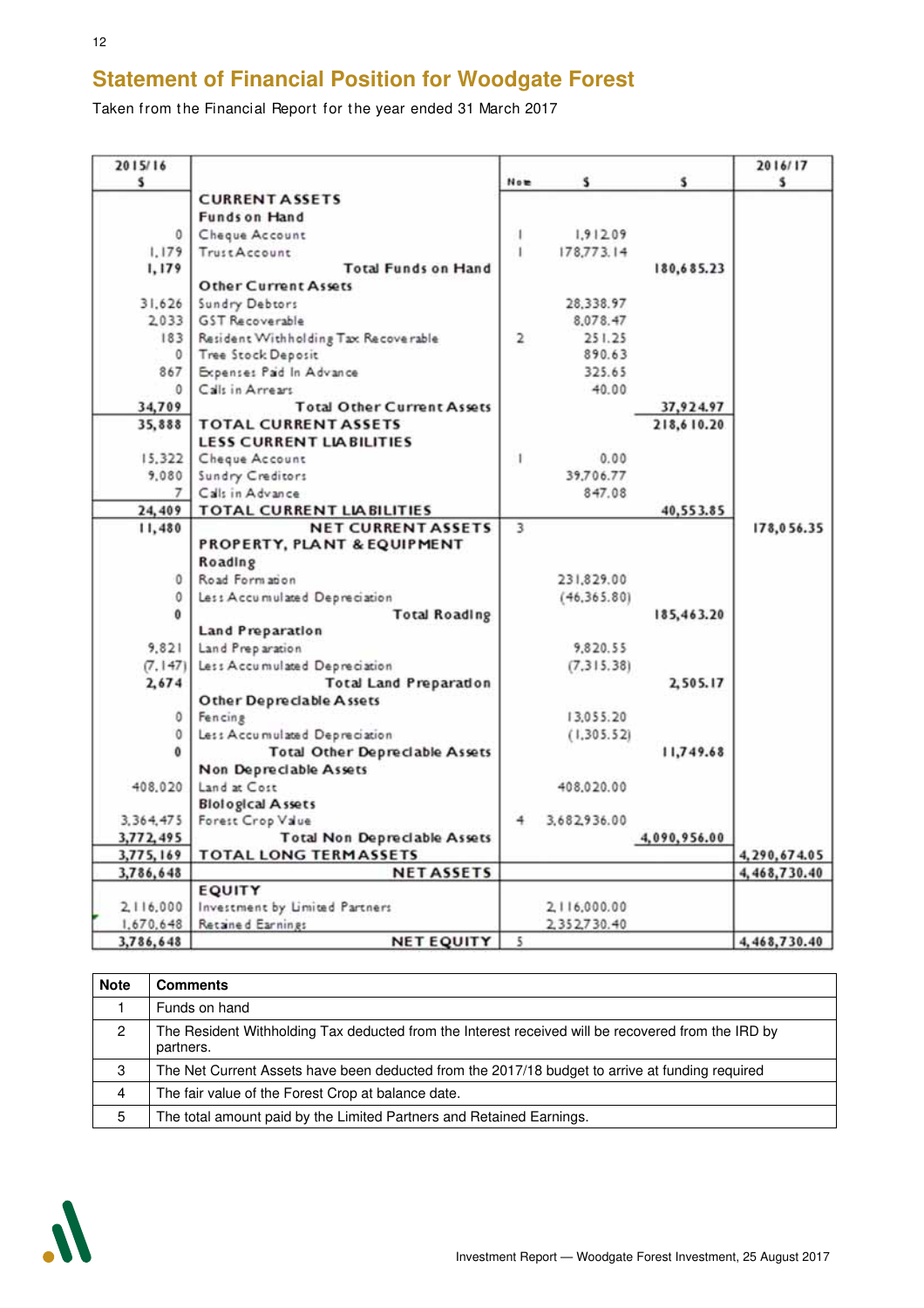## Statement of Financial Position for Woodgate Forest

Taken from the Financial Report for the year ended 31 March 2017

| 2015/16 $ | | Note | $ | $ | 2016/17 $ |
|---|---|---|---|---|---|
| | **CURRENT ASSETS** | | | | |
| | **Funds on Hand** | | | | |
| 0 | Cheque Account | 1 | 1,912.09 | | |
| 1,179 | Trust Account | 1 | 178,773.14 | | |
| **1,179** | **Total Funds on Hand** | | | **180,685.23** | |
| | **Other Current Assets** | | | | |
| 31,626 | Sundry Debtors | | 28,338.97 | | |
| 2,033 | GST Recoverable | | 8,078.47 | | |
| 183 | Resident Withholding Tax Recoverable | 2 | 251.25 | | |
| 0 | Tree Stock Deposit | | 890.63 | | |
| 867 | Expenses Paid In Advance | | 325.65 | | |
| 0 | Calls in Arrears | | 40.00 | | |
| **34,709** | **Total Other Current Assets** | | | **37,924.97** | |
| **35,888** | **TOTAL CURRENT ASSETS** | | | **218,610.20** | |
| | **LESS CURRENT LIABILITIES** | | | | |
| 15,322 | Cheque Account | 1 | 0.00 | | |
| 9,080 | Sundry Creditors | | 39,706.77 | | |
| 7 | Calls in Advance | | 847.08 | | |
| **24,409** | **TOTAL CURRENT LIABILITIES** | | | **40,553.85** | |
| **11,480** | **NET CURRENT ASSETS** | 3 | | | **178,056.35** |
| | **PROPERTY, PLANT & EQUIPMENT** | | | | |
| | **Roading** | | | | |
| 0 | Road Formation | | 231,829.00 | | |
| 0 | Less Accumulated Depreciation | | (46,365.80) | | |
| **0** | **Total Roading** | | | **185,463.20** | |
| | **Land Preparation** | | | | |
| 9,821 | Land Preparation | | 9,820.55 | | |
| (7,147) | Less Accumulated Depreciation | | (7,315.38) | | |
| **2,674** | **Total Land Preparation** | | | **2,505.17** | |
| | **Other Depreciable Assets** | | | | |
| 0 | Fencing | | 13,055.20 | | |
| 0 | Less Accumulated Depreciation | | (1,305.52) | | |
| **0** | **Total Other Depreciable Assets** | | | **11,749.68** | |
| | **Non Depreciable Assets** | | | | |
| 408,020 | Land at Cost | | 408,020.00 | | |
| | **Biological Assets** | | | | |
| 3,364,475 | Forest Crop Value | 4 | 3,682,936.00 | | |
| **3,772,495** | **Total Non Depreciable Assets** | | | **4,090,956.00** | |
| **3,775,169** | **TOTAL LONG TERM ASSETS** | | | | **4,290,674.05** |
| **3,786,648** | **NET ASSETS** | | | | **4,468,730.40** |
| | **EQUITY** | | | | |
| 2,116,000 | Investment by Limited Partners | | 2,116,000.00 | | |
| 1,670,648 | Retained Earnings | | 2,352,730.40 | | |
| **3,786,648** | **NET EQUITY** | 5 | | | **4,468,730.40** |

| Note | Comments |
|---|---|
| 1 | Funds on hand |
| 2 | The Resident Withholding Tax deducted from the Interest received will be recovered from the IRD by partners. |
| 3 | The Net Current Assets have been deducted from the 2017/18 budget to arrive at funding required |
| 4 | The fair value of the Forest Crop at balance date. |
| 5 | The total amount paid by the Limited Partners and Retained Earnings. |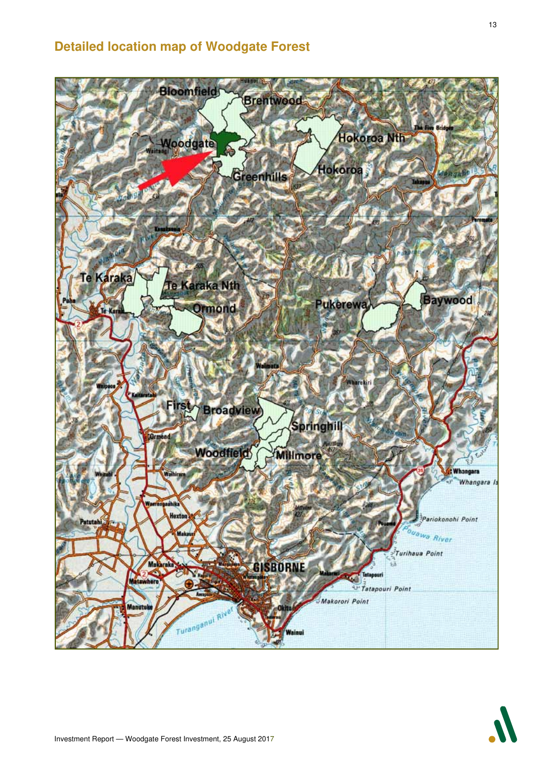## Detailed location map of Woodgate Forest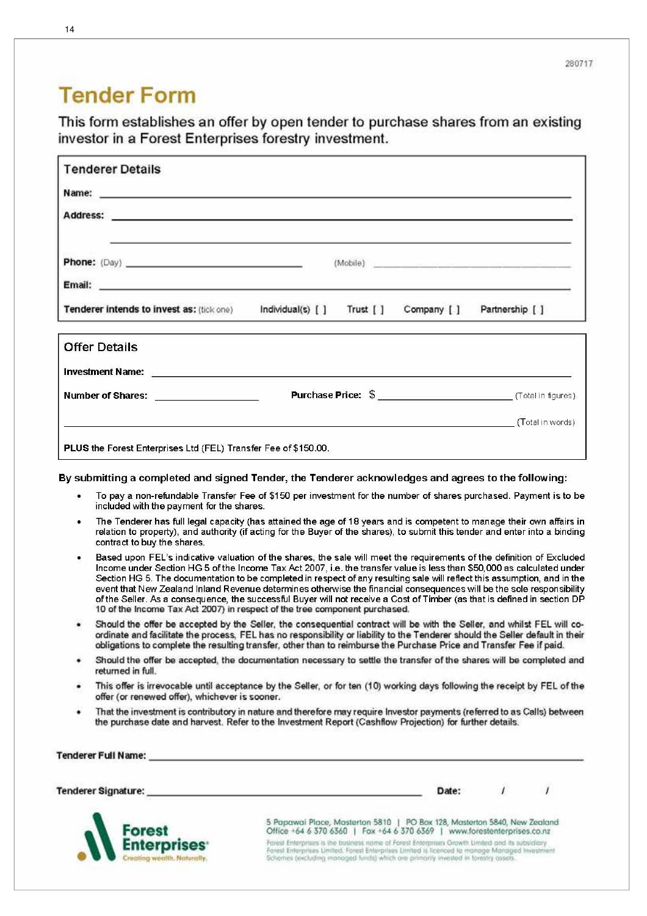280717

# Tender Form

This form establishes an offer by open tender to purchase shares from an existing investor in a Forest Enterprises forestry investment.

## Tenderer Details

**Name:** ______________________________

**Address:** ______________________________

______________________________

**Phone:** (Day) ______________ (Mobile) ______________

**Email:** ______________________________

**Tenderer intends to invest as:** (tick one) Individual(s) [ ] Trust [ ] Company [ ] Partnership [ ]

## Offer Details

**Investment Name:** ______________________________

**Number of Shares:** ______________ **Purchase Price:** $ ______________ (Total in figures)

______________________________ (Total in words)

**PLUS** the Forest Enterprises Ltd (FEL) Transfer Fee of $150.00.

**By submitting a completed and signed Tender, the Tenderer acknowledges and agrees to the following:**

- To pay a non-refundable Transfer Fee of $150 per investment for the number of shares purchased. Payment is to be included with the payment for the shares.
- The Tenderer has full legal capacity (has attained the age of 18 years and is competent to manage their own affairs in relation to property), and authority (if acting for the Buyer of the shares), to submit this tender and enter into a binding contract to buy the shares.
- Based upon FEL's indicative valuation of the shares, the sale will meet the requirements of the definition of Excluded Income under Section HG 5 of the Income Tax Act 2007, i.e. the transfer value is less than $50,000 as calculated under Section HG 5. The documentation to be completed in respect of any resulting sale will reflect this assumption, and in the event that New Zealand Inland Revenue determines otherwise the financial consequences will be the sole responsibility of the Seller. As a consequence, the successful Buyer will not receive a Cost of Timber (as that is defined in section DP 10 of the Income Tax Act 2007) in respect of the tree component purchased.
- Should the offer be accepted by the Seller, the consequential contract will be with the Seller, and whilst FEL will co-ordinate and facilitate the process, FEL has no responsibility or liability to the Tenderer should the Seller default in their obligations to complete the resulting transfer, other than to reimburse the Purchase Price and Transfer Fee if paid.
- Should the offer be accepted, the documentation necessary to settle the transfer of the shares will be completed and returned in full.
- This offer is irrevocable until acceptance by the Seller, or for ten (10) working days following the receipt by FEL of the offer (or renewed offer), whichever is sooner.
- That the investment is contributory in nature and therefore may require Investor payments (referred to as Calls) between the purchase date and harvest. Refer to the Investment Report (Cashflow Projection) for further details.

**Tenderer Full Name:** ______________________________

**Tenderer Signature:** ______________________________ **Date:** / /

Forest Enterprises — Creating wealth. Naturally.

5 Papawai Place, Masterton 5810 | PO Box 128, Masterton 5840, New Zealand
Office +64 6 370 6360 | Fax +64 6 370 6369 | www.forestenterprises.co.nz

Forest Enterprises is the business name of Forest Enterprises Growth Limited and its subsidiary Forest Enterprises Limited. Forest Enterprises Limited is licenced to manage Managed Investment Schemes (excluding managed funds) which are primarily invested in forestry assets.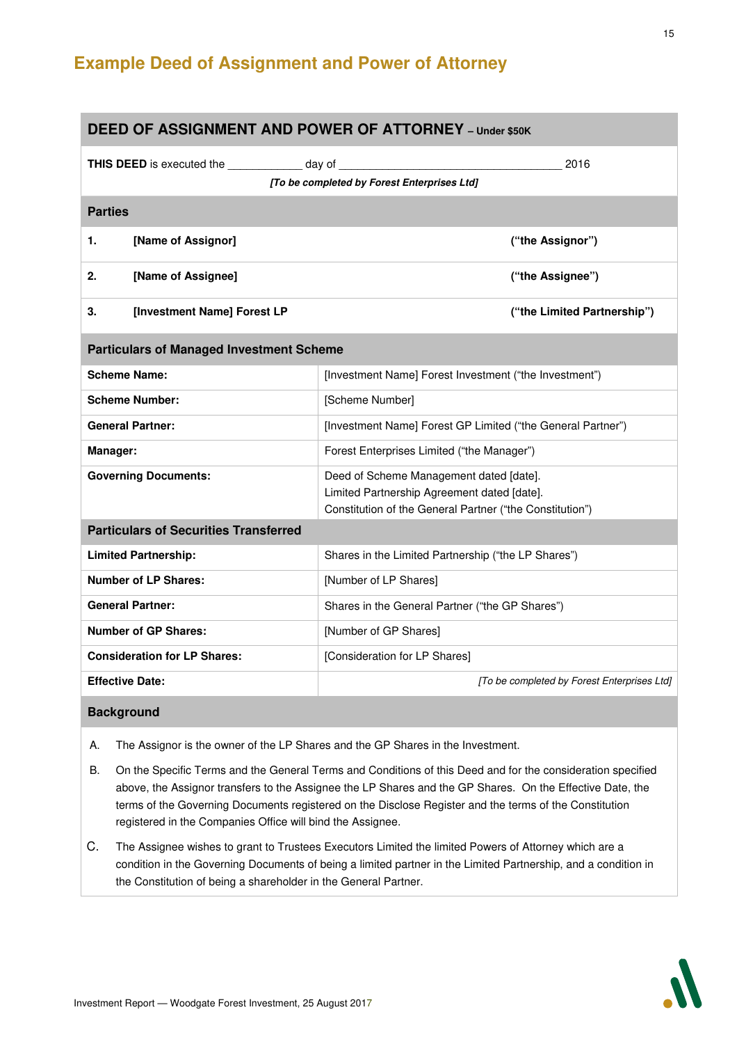## Example Deed of Assignment and Power of Attorney

### DEED OF ASSIGNMENT AND POWER OF ATTORNEY – Under $50K

**THIS DEED** is executed the ____________ day of ____________________________________ 2016

***[To be completed by Forest Enterprises Ltd]***

#### Parties

| | | |
|---|---|---|
| **1.** | **[Name of Assignor]** | **("the Assignor")** |
| **2.** | **[Name of Assignee]** | **("the Assignee")** |
| **3.** | **[Investment Name] Forest LP** | **("the Limited Partnership")** |

#### Particulars of Managed Investment Scheme

| | |
|---|---|
| **Scheme Name:** | [Investment Name] Forest Investment ("the Investment") |
| **Scheme Number:** | [Scheme Number] |
| **General Partner:** | [Investment Name] Forest GP Limited ("the General Partner") |
| **Manager:** | Forest Enterprises Limited ("the Manager") |
| **Governing Documents:** | Deed of Scheme Management dated [date].<br>Limited Partnership Agreement dated [date].<br>Constitution of the General Partner ("the Constitution") |

#### Particulars of Securities Transferred

| | |
|---|---|
| **Limited Partnership:** | Shares in the Limited Partnership ("the LP Shares") |
| **Number of LP Shares:** | [Number of LP Shares] |
| **General Partner:** | Shares in the General Partner ("the GP Shares") |
| **Number of GP Shares:** | [Number of GP Shares] |
| **Consideration for LP Shares:** | [Consideration for LP Shares] |
| **Effective Date:** | *[To be completed by Forest Enterprises Ltd]* |

#### Background

A. The Assignor is the owner of the LP Shares and the GP Shares in the Investment.

B. On the Specific Terms and the General Terms and Conditions of this Deed and for the consideration specified above, the Assignor transfers to the Assignee the LP Shares and the GP Shares. On the Effective Date, the terms of the Governing Documents registered on the Disclose Register and the terms of the Constitution registered in the Companies Office will bind the Assignee.

C. The Assignee wishes to grant to Trustees Executors Limited the limited Powers of Attorney which are a condition in the Governing Documents of being a limited partner in the Limited Partnership, and a condition in the Constitution of being a shareholder in the General Partner.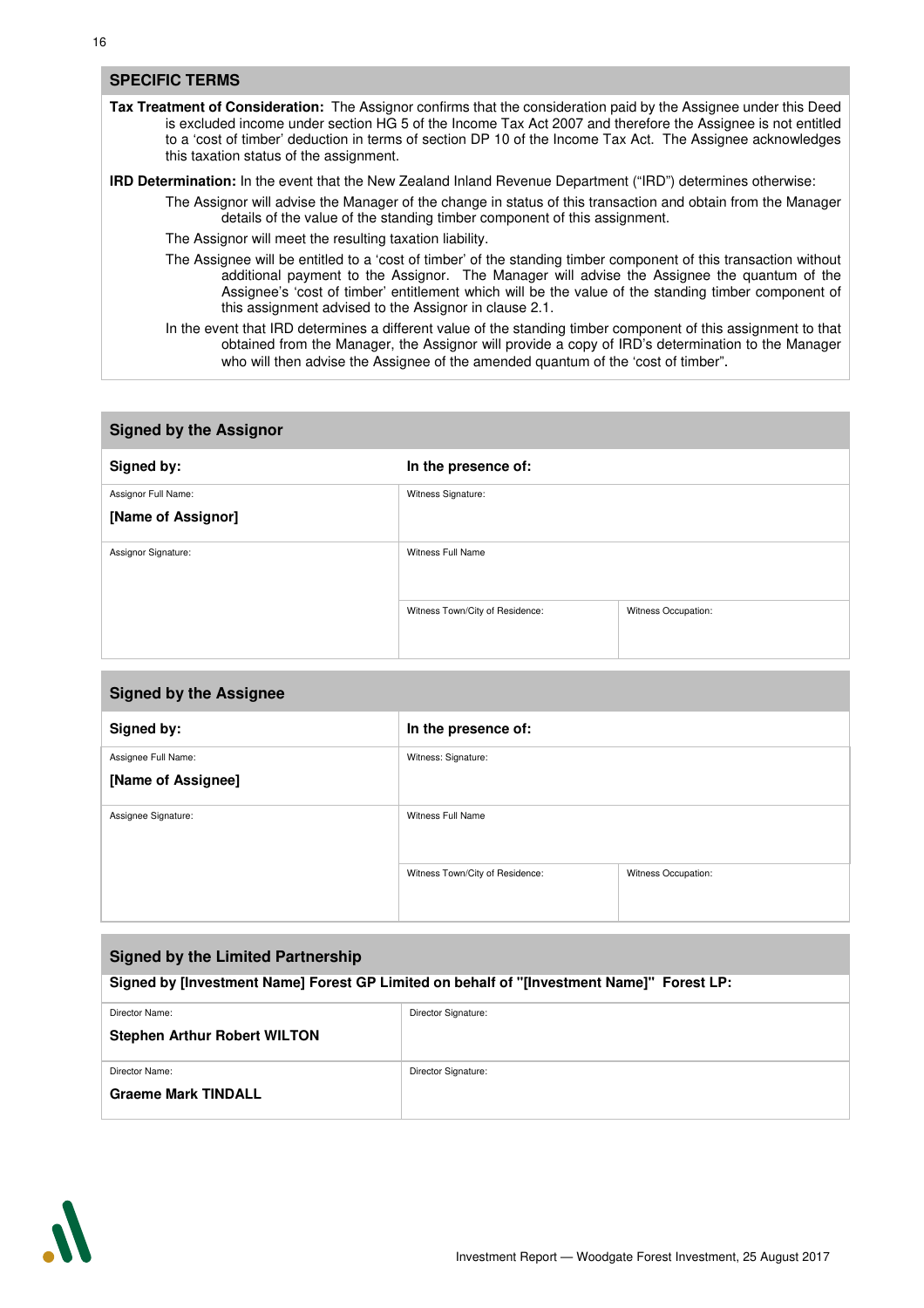## SPECIFIC TERMS

**Tax Treatment of Consideration:** The Assignor confirms that the consideration paid by the Assignee under this Deed is excluded income under section HG 5 of the Income Tax Act 2007 and therefore the Assignee is not entitled to a 'cost of timber' deduction in terms of section DP 10 of the Income Tax Act. The Assignee acknowledges this taxation status of the assignment.

**IRD Determination:** In the event that the New Zealand Inland Revenue Department ("IRD") determines otherwise:

The Assignor will advise the Manager of the change in status of this transaction and obtain from the Manager details of the value of the standing timber component of this assignment.

The Assignor will meet the resulting taxation liability.

The Assignee will be entitled to a 'cost of timber' of the standing timber component of this transaction without additional payment to the Assignor. The Manager will advise the Assignee the quantum of the Assignee's 'cost of timber' entitlement which will be the value of the standing timber component of this assignment advised to the Assignor in clause 2.1.

In the event that IRD determines a different value of the standing timber component of this assignment to that obtained from the Manager, the Assignor will provide a copy of IRD's determination to the Manager who will then advise the Assignee of the amended quantum of the 'cost of timber".

### Signed by the Assignor

| Signed by: | In the presence of: | |
|---|---|---|
| Assignor Full Name: **[Name of Assignor]** | Witness Signature: | |
| Assignor Signature: | Witness Full Name | |
| | Witness Town/City of Residence: | Witness Occupation: |

### Signed by the Assignee

| Signed by: | In the presence of: | |
|---|---|---|
| Assignee Full Name: **[Name of Assignee]** | Witness: Signature: | |
| Assignee Signature: | Witness Full Name | |
| | Witness Town/City of Residence: | Witness Occupation: |

### Signed by the Limited Partnership

**Signed by [Investment Name] Forest GP Limited on behalf of "[Investment Name]" Forest LP:**

| Director Name: | Director Signature: |
|---|---|
| **Stephen Arthur Robert WILTON** | |
| Director Name: **Graeme Mark TINDALL** | Director Signature: |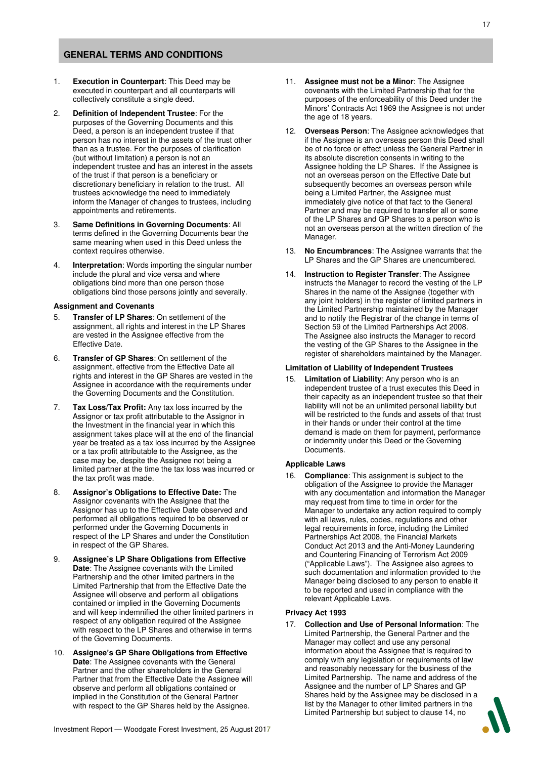## GENERAL TERMS AND CONDITIONS

1. **Execution in Counterpart**: This Deed may be executed in counterpart and all counterparts will collectively constitute a single deed.
2. **Definition of Independent Trustee**: For the purposes of the Governing Documents and this Deed, a person is an independent trustee if that person has no interest in the assets of the trust other than as a trustee. For the purposes of clarification (but without limitation) a person is not an independent trustee and has an interest in the assets of the trust if that person is a beneficiary or discretionary beneficiary in relation to the trust. All trustees acknowledge the need to immediately inform the Manager of changes to trustees, including appointments and retirements.
3. **Same Definitions in Governing Documents**: All terms defined in the Governing Documents bear the same meaning when used in this Deed unless the context requires otherwise.
4. **Interpretation**: Words importing the singular number include the plural and vice versa and where obligations bind more than one person those obligations bind those persons jointly and severally.

### Assignment and Covenants

5. **Transfer of LP Shares**: On settlement of the assignment, all rights and interest in the LP Shares are vested in the Assignee effective from the Effective Date.
6. **Transfer of GP Shares**: On settlement of the assignment, effective from the Effective Date all rights and interest in the GP Shares are vested in the Assignee in accordance with the requirements under the Governing Documents and the Constitution.
7. **Tax Loss/Tax Profit:** Any tax loss incurred by the Assignor or tax profit attributable to the Assignor in the Investment in the financial year in which this assignment takes place will at the end of the financial year be treated as a tax loss incurred by the Assignee or a tax profit attributable to the Assignee, as the case may be, despite the Assignee not being a limited partner at the time the tax loss was incurred or the tax profit was made.
8. **Assignor's Obligations to Effective Date:** The Assignor covenants with the Assignee that the Assignor has up to the Effective Date observed and performed all obligations required to be observed or performed under the Governing Documents in respect of the LP Shares and under the Constitution in respect of the GP Shares.
9. **Assignee's LP Share Obligations from Effective Date**: The Assignee covenants with the Limited Partnership and the other limited partners in the Limited Partnership that from the Effective Date the Assignee will observe and perform all obligations contained or implied in the Governing Documents and will keep indemnified the other limited partners in respect of any obligation required of the Assignee with respect to the LP Shares and otherwise in terms of the Governing Documents.
10. **Assignee's GP Share Obligations from Effective Date**: The Assignee covenants with the General Partner and the other shareholders in the General Partner that from the Effective Date the Assignee will observe and perform all obligations contained or implied in the Constitution of the General Partner with respect to the GP Shares held by the Assignee.
11. **Assignee must not be a Minor**: The Assignee covenants with the Limited Partnership that for the purposes of the enforceability of this Deed under the Minors' Contracts Act 1969 the Assignee is not under the age of 18 years.
12. **Overseas Person**: The Assignee acknowledges that if the Assignee is an overseas person this Deed shall be of no force or effect unless the General Partner in its absolute discretion consents in writing to the Assignee holding the LP Shares. If the Assignee is not an overseas person on the Effective Date but subsequently becomes an overseas person while being a Limited Partner, the Assignee must immediately give notice of that fact to the General Partner and may be required to transfer all or some of the LP Shares and GP Shares to a person who is not an overseas person at the written direction of the Manager.
13. **No Encumbrances**: The Assignee warrants that the LP Shares and the GP Shares are unencumbered.
14. **Instruction to Register Transfer**: The Assignee instructs the Manager to record the vesting of the LP Shares in the name of the Assignee (together with any joint holders) in the register of limited partners in the Limited Partnership maintained by the Manager and to notify the Registrar of the change in terms of Section 59 of the Limited Partnerships Act 2008. The Assignee also instructs the Manager to record the vesting of the GP Shares to the Assignee in the register of shareholders maintained by the Manager.

### Limitation of Liability of Independent Trustees

15. **Limitation of Liability**: Any person who is an independent trustee of a trust executes this Deed in their capacity as an independent trustee so that their liability will not be an unlimited personal liability but will be restricted to the funds and assets of that trust in their hands or under their control at the time demand is made on them for payment, performance or indemnity under this Deed or the Governing Documents.

### Applicable Laws

16. **Compliance**: This assignment is subject to the obligation of the Assignee to provide the Manager with any documentation and information the Manager may request from time to time in order for the Manager to undertake any action required to comply with all laws, rules, codes, regulations and other legal requirements in force, including the Limited Partnerships Act 2008, the Financial Markets Conduct Act 2013 and the Anti-Money Laundering and Countering Financing of Terrorism Act 2009 ("Applicable Laws"). The Assignee also agrees to such documentation and information provided to the Manager being disclosed to any person to enable it to be reported and used in compliance with the relevant Applicable Laws.

### Privacy Act 1993

17. **Collection and Use of Personal Information**: The Limited Partnership, the General Partner and the Manager may collect and use any personal information about the Assignee that is required to comply with any legislation or requirements of law and reasonably necessary for the business of the Limited Partnership. The name and address of the Assignee and the number of LP Shares and GP Shares held by the Assignee may be disclosed in a list by the Manager to other limited partners in the Limited Partnership but subject to clause 14, no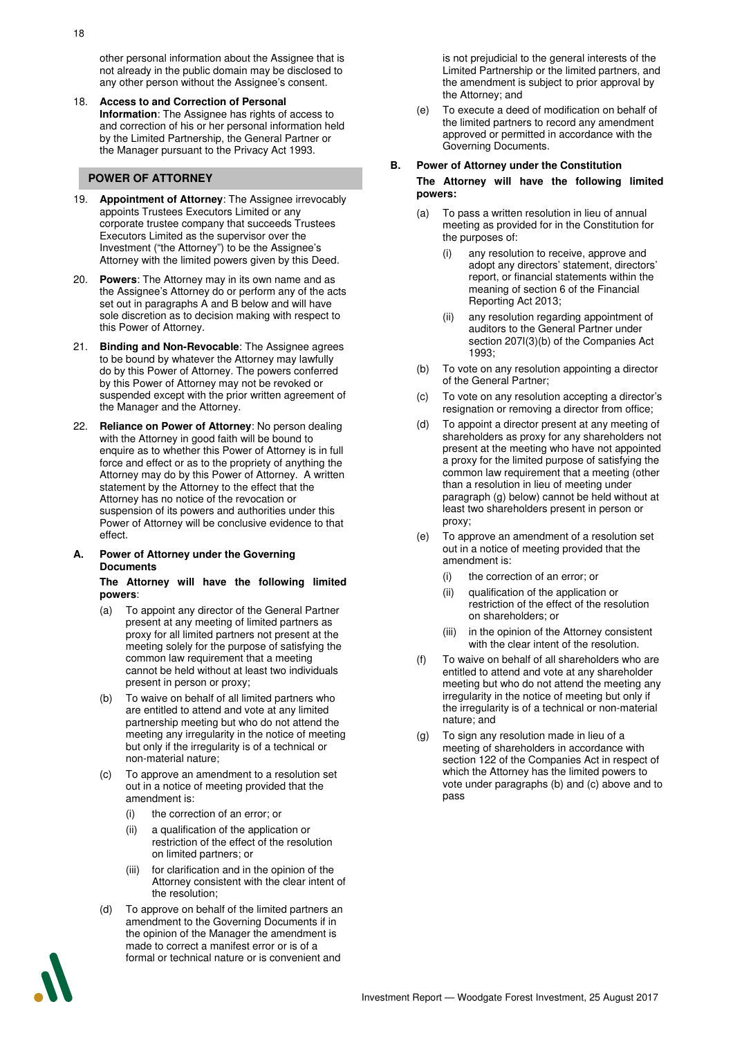other personal information about the Assignee that is not already in the public domain may be disclosed to any other person without the Assignee's consent.

18. **Access to and Correction of Personal Information**: The Assignee has rights of access to and correction of his or her personal information held by the Limited Partnership, the General Partner or the Manager pursuant to the Privacy Act 1993.

## POWER OF ATTORNEY

19. **Appointment of Attorney**: The Assignee irrevocably appoints Trustees Executors Limited or any corporate trustee company that succeeds Trustees Executors Limited as the supervisor over the Investment ("the Attorney") to be the Assignee's Attorney with the limited powers given by this Deed.

20. **Powers**: The Attorney may in its own name and as the Assignee's Attorney do or perform any of the acts set out in paragraphs A and B below and will have sole discretion as to decision making with respect to this Power of Attorney.

21. **Binding and Non-Revocable**: The Assignee agrees to be bound by whatever the Attorney may lawfully do by this Power of Attorney. The powers conferred by this Power of Attorney may not be revoked or suspended except with the prior written agreement of the Manager and the Attorney.

22. **Reliance on Power of Attorney**: No person dealing with the Attorney in good faith will be bound to enquire as to whether this Power of Attorney is in full force and effect or as to the propriety of anything the Attorney may do by this Power of Attorney. A written statement by the Attorney to the effect that the Attorney has no notice of the revocation or suspension of its powers and authorities under this Power of Attorney will be conclusive evidence to that effect.

### A. Power of Attorney under the Governing Documents

**The Attorney will have the following limited powers**:

(a) To appoint any director of the General Partner present at any meeting of limited partners as proxy for all limited partners not present at the meeting solely for the purpose of satisfying the common law requirement that a meeting cannot be held without at least two individuals present in person or proxy;

(b) To waive on behalf of all limited partners who are entitled to attend and vote at any limited partnership meeting but who do not attend the meeting any irregularity in the notice of meeting but only if the irregularity is of a technical or non-material nature;

(c) To approve an amendment to a resolution set out in a notice of meeting provided that the amendment is:

  (i) the correction of an error; or

  (ii) a qualification of the application or restriction of the effect of the resolution on limited partners; or

  (iii) for clarification and in the opinion of the Attorney consistent with the clear intent of the resolution;

(d) To approve on behalf of the limited partners an amendment to the Governing Documents if in the opinion of the Manager the amendment is made to correct a manifest error or is of a formal or technical nature or is convenient and is not prejudicial to the general interests of the Limited Partnership or the limited partners, and the amendment is subject to prior approval by the Attorney; and

(e) To execute a deed of modification on behalf of the limited partners to record any amendment approved or permitted in accordance with the Governing Documents.

### B. Power of Attorney under the Constitution

**The Attorney will have the following limited powers:**

(a) To pass a written resolution in lieu of annual meeting as provided for in the Constitution for the purposes of:

  (i) any resolution to receive, approve and adopt any directors' statement, directors' report, or financial statements within the meaning of section 6 of the Financial Reporting Act 2013;

  (ii) any resolution regarding appointment of auditors to the General Partner under section 207I(3)(b) of the Companies Act 1993;

(b) To vote on any resolution appointing a director of the General Partner;

(c) To vote on any resolution accepting a director's resignation or removing a director from office;

(d) To appoint a director present at any meeting of shareholders as proxy for any shareholders not present at the meeting who have not appointed a proxy for the limited purpose of satisfying the common law requirement that a meeting (other than a resolution in lieu of meeting under paragraph (g) below) cannot be held without at least two shareholders present in person or proxy;

(e) To approve an amendment of a resolution set out in a notice of meeting provided that the amendment is:

  (i) the correction of an error; or

  (ii) qualification of the application or restriction of the effect of the resolution on shareholders; or

  (iii) in the opinion of the Attorney consistent with the clear intent of the resolution.

(f) To waive on behalf of all shareholders who are entitled to attend and vote at any shareholder meeting but who do not attend the meeting any irregularity in the notice of meeting but only if the irregularity is of a technical or non-material nature; and

(g) To sign any resolution made in lieu of a meeting of shareholders in accordance with section 122 of the Companies Act in respect of which the Attorney has the limited powers to vote under paragraphs (b) and (c) above and to pass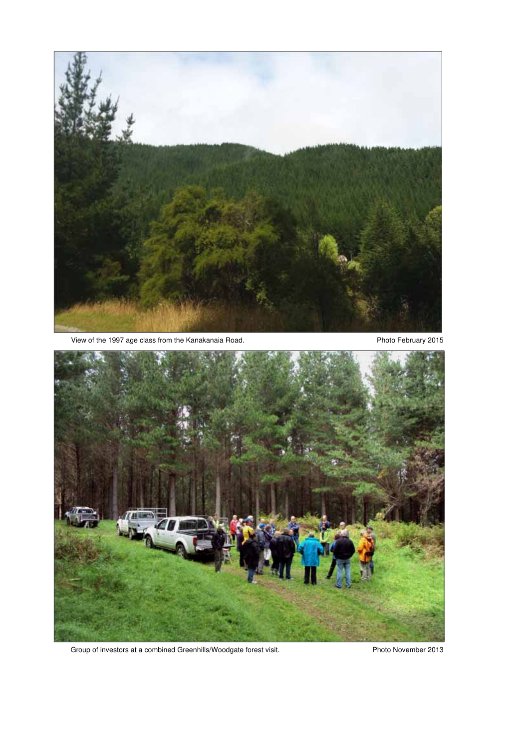View of the 1997 age class from the Kanakanaia Road. Photo February 2015

Group of investors at a combined Greenhills/Woodgate forest visit. Photo November 2013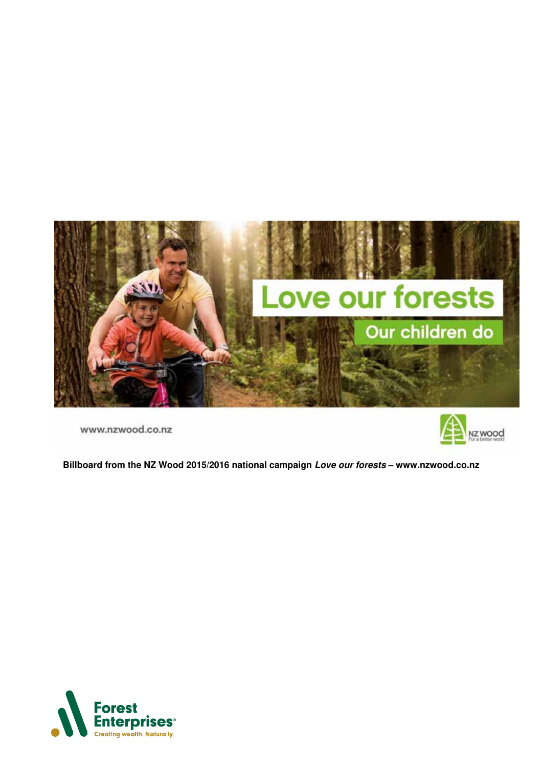**Billboard from the NZ Wood 2015/2016 national campaign *Love our forests* – www.nzwood.co.nz**